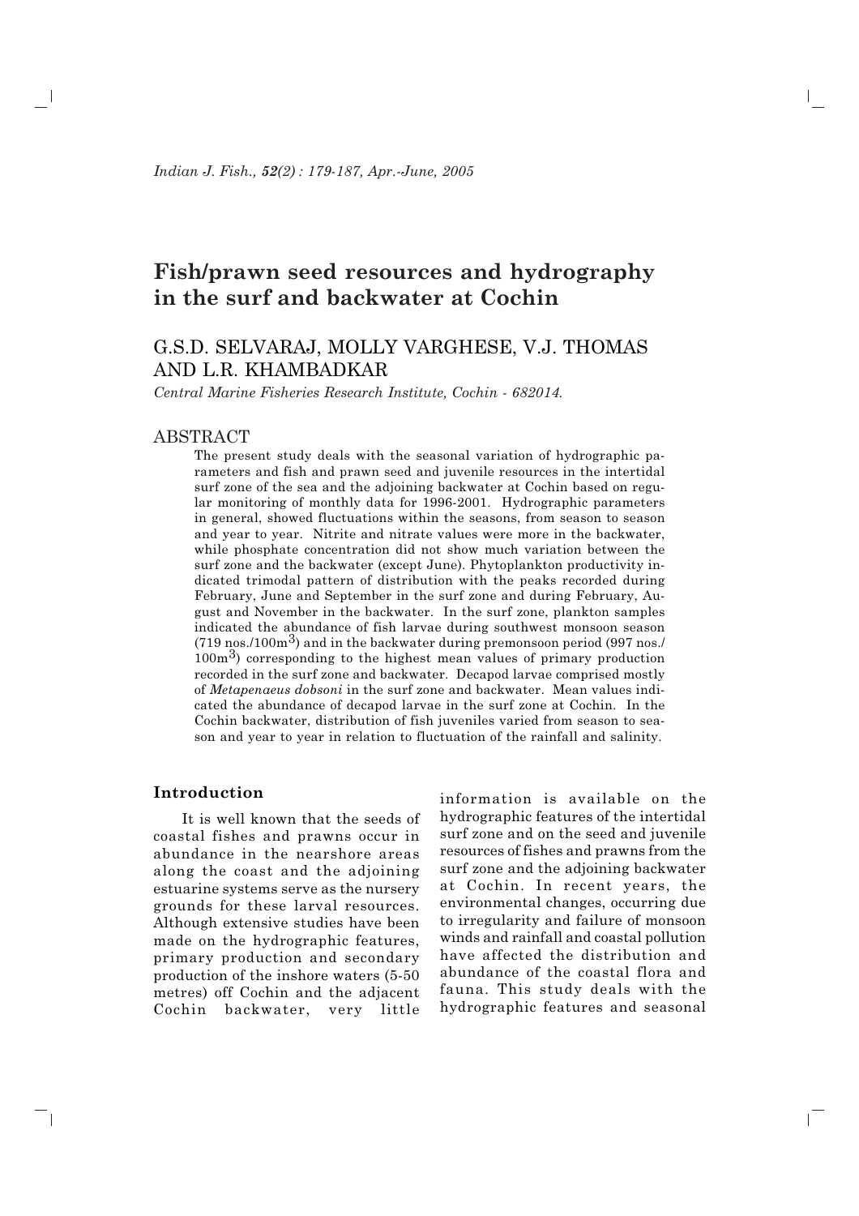# Fish/prawn seed resources and hydrography in the surf and backwater at Cochin

G.S.D. SELVARAJ, MOLLY VARGHESE, V.J. THOMAS AND L.R. KHAMBADKAR

*Central Marine Fisheries Research Institute, Cochin - 682014.*

## ABSTRACT

The present study deals with the seasonal variation of hydrographic parameters and fish and prawn seed and juvenile resources in the intertidal surf zone of the sea and the adjoining backwater at Cochin based on regular monitoring of monthly data for 1996-2001. Hydrographic parameters in general, showed fluctuations within the seasons, from season to season and year to year. Nitrite and nitrate values were more in the backwater, while phosphate concentration did not show much variation between the surf zone and the backwater (except June). Phytoplankton productivity indicated trimodal pattern of distribution with the peaks recorded during February, June and September in the surf zone and during February, August and November in the backwater. In the surf zone, plankton samples indicated the abundance of fish larvae during southwest monsoon season (719 nos./100m$^3$) and in the backwater during premonsoon period (997 nos./100m$^3$) corresponding to the highest mean values of primary production recorded in the surf zone and backwater. Decapod larvae comprised mostly of *Metapenaeus dobsoni* in the surf zone and backwater. Mean values indicated the abundance of decapod larvae in the surf zone at Cochin. In the Cochin backwater, distribution of fish juveniles varied from season to season and year to year in relation to fluctuation of the rainfall and salinity.

## Introduction

It is well known that the seeds of coastal fishes and prawns occur in abundance in the nearshore areas along the coast and the adjoining estuarine systems serve as the nursery grounds for these larval resources. Although extensive studies have been made on the hydrographic features, primary production and secondary production of the inshore waters (5-50 metres) off Cochin and the adjacent Cochin backwater, very little information is available on the hydrographic features of the intertidal surf zone and on the seed and juvenile resources of fishes and prawns from the surf zone and the adjoining backwater at Cochin. In recent years, the environmental changes, occurring due to irregularity and failure of monsoon winds and rainfall and coastal pollution have affected the distribution and abundance of the coastal flora and fauna. This study deals with the hydrographic features and seasonal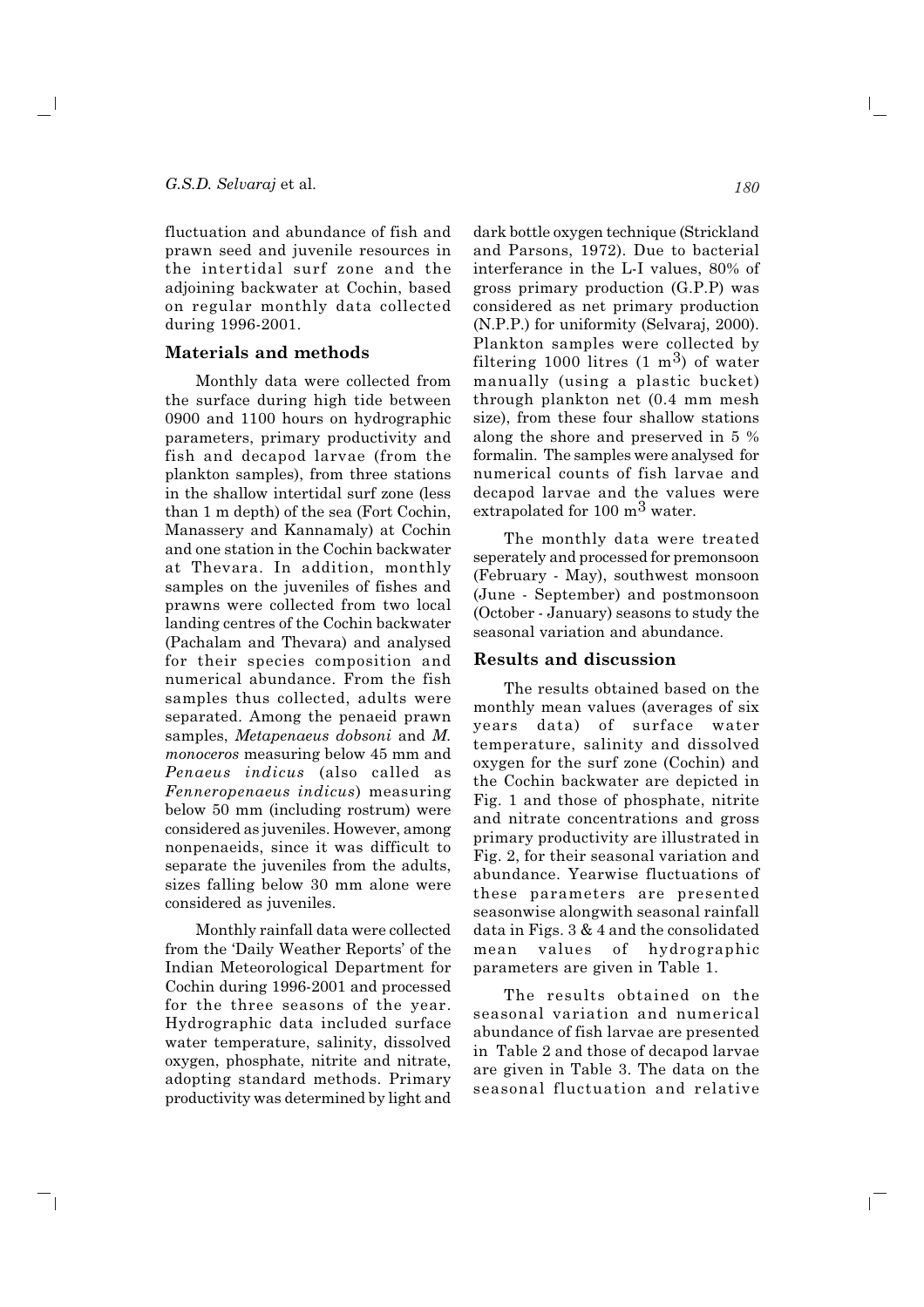fluctuation and abundance of fish and prawn seed and juvenile resources in the intertidal surf zone and the adjoining backwater at Cochin, based on regular monthly data collected during 1996-2001.

## Materials and methods

Monthly data were collected from the surface during high tide between 0900 and 1100 hours on hydrographic parameters, primary productivity and fish and decapod larvae (from the plankton samples), from three stations in the shallow intertidal surf zone (less than 1 m depth) of the sea (Fort Cochin, Manassery and Kannamaly) at Cochin and one station in the Cochin backwater at Thevara. In addition, monthly samples on the juveniles of fishes and prawns were collected from two local landing centres of the Cochin backwater (Pachalam and Thevara) and analysed for their species composition and numerical abundance. From the fish samples thus collected, adults were separated. Among the penaeid prawn samples, *Metapenaeus dobsoni* and *M. monoceros* measuring below 45 mm and *Penaeus indicus* (also called as *Fenneropenaeus indicus*) measuring below 50 mm (including rostrum) were considered as juveniles. However, among nonpenaeids, since it was difficult to separate the juveniles from the adults, sizes falling below 30 mm alone were considered as juveniles.

Monthly rainfall data were collected from the 'Daily Weather Reports' of the Indian Meteorological Department for Cochin during 1996-2001 and processed for the three seasons of the year. Hydrographic data included surface water temperature, salinity, dissolved oxygen, phosphate, nitrite and nitrate, adopting standard methods. Primary productivity was determined by light and dark bottle oxygen technique (Strickland and Parsons, 1972). Due to bacterial interferance in the L-I values, 80% of gross primary production (G.P.P) was considered as net primary production (N.P.P.) for uniformity (Selvaraj, 2000). Plankton samples were collected by filtering 1000 litres (1 $m^3$) of water manually (using a plastic bucket) through plankton net (0.4 mm mesh size), from these four shallow stations along the shore and preserved in 5 % formalin. The samples were analysed for numerical counts of fish larvae and decapod larvae and the values were extrapolated for 100 $m^3$ water.

The monthly data were treated seperately and processed for premonsoon (February - May), southwest monsoon (June - September) and postmonsoon (October - January) seasons to study the seasonal variation and abundance.

## Results and discussion

The results obtained based on the monthly mean values (averages of six years data) of surface water temperature, salinity and dissolved oxygen for the surf zone (Cochin) and the Cochin backwater are depicted in Fig. 1 and those of phosphate, nitrite and nitrate concentrations and gross primary productivity are illustrated in Fig. 2, for their seasonal variation and abundance. Yearwise fluctuations of these parameters are presented seasonwise alongwith seasonal rainfall data in Figs. 3 & 4 and the consolidated mean values of hydrographic parameters are given in Table 1.

The results obtained on the seasonal variation and numerical abundance of fish larvae are presented in Table 2 and those of decapod larvae are given in Table 3. The data on the seasonal fluctuation and relative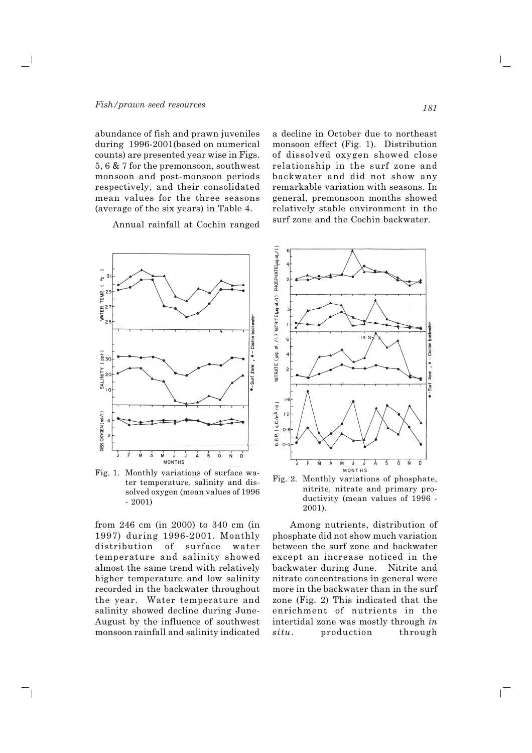abundance of fish and prawn juveniles during 1996-2001(based on numerical counts) are presented year wise in Figs. 5, 6 & 7 for the premonsoon, southwest monsoon and post-monsoon periods respectively, and their consolidated mean values for the three seasons (average of the six years) in Table 4.

Annual rainfall at Cochin ranged from 246 cm (in 2000) to 340 cm (in 1997) during 1996-2001. Monthly distribution of surface water temperature and salinity showed almost the same trend with relatively higher temperature and low salinity recorded in the backwater throughout the year. Water temperature and salinity showed decline during June-August by the influence of southwest monsoon rainfall and salinity indicated a decline in October due to northeast monsoon effect (Fig. 1). Distribution of dissolved oxygen showed close relationship in the surf zone and backwater and did not show any remarkable variation with seasons. In general, premonsoon months showed relatively stable environment in the surf zone and the Cochin backwater.

Fig. 1. Monthly variations of surface water temperature, salinity and dissolved oxygen (mean values of 1996 - 2001)

Fig. 2. Monthly variations of phosphate, nitrite, nitrate and primary productivity (mean values of 1996 - 2001).

Among nutrients, distribution of phosphate did not show much variation between the surf zone and backwater except an increase noticed in the backwater during June. Nitrite and nitrate concentrations in general were more in the backwater than in the surf zone (Fig. 2) This indicated that the enrichment of nutrients in the intertidal zone was mostly through *in situ*. production through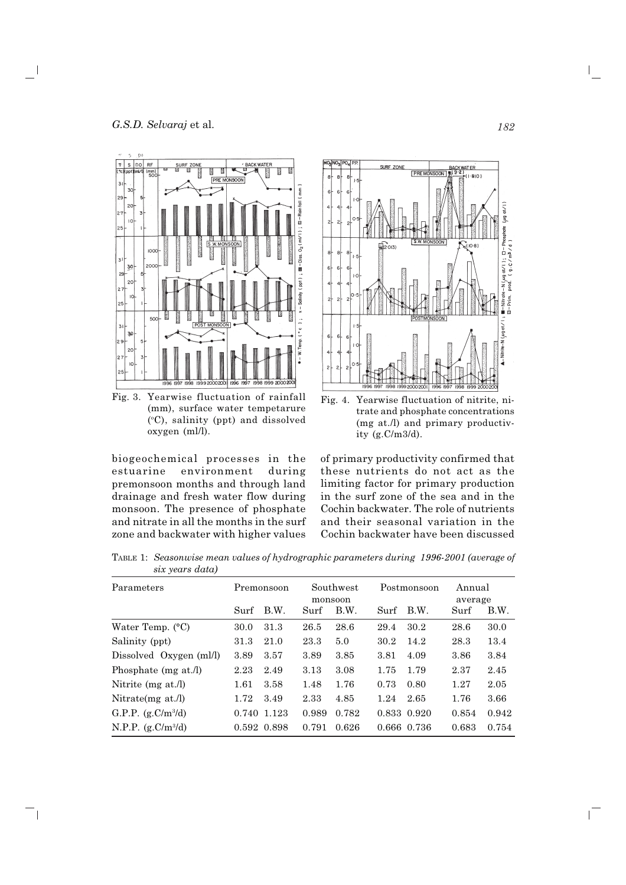Fig. 3. Yearwise fluctuation of rainfall (mm), surface water tempetarure (°C), salinity (ppt) and dissolved oxygen (ml/l).

Fig. 4. Yearwise fluctuation of nitrite, nitrate and phosphate concentrations (mg at./l) and primary productivity (g.C/m3/d).

biogeochemical processes in the estuarine environment during premonsoon months and through land drainage and fresh water flow during monsoon. The presence of phosphate and nitrate in all the months in the surf zone and backwater with higher values of primary productivity confirmed that these nutrients do not act as the limiting factor for primary production in the surf zone of the sea and in the Cochin backwater. The role of nutrients and their seasonal variation in the Cochin backwater have been discussed

TABLE 1: *Seasonwise mean values of hydrographic parameters during 1996-2001 (average of six years data)*

| Parameters | Premonsoon | | Southwest monsoon | | Postmonsoon | | Annual average | |
|---|---|---|---|---|---|---|---|---|
| | Surf | B.W. | Surf | B.W. | Surf | B.W. | Surf | B.W. |
| Water Temp. (°C) | 30.0 | 31.3 | 26.5 | 28.6 | 29.4 | 30.2 | 28.6 | 30.0 |
| Salinity (ppt) | 31.3 | 21.0 | 23.3 | 5.0 | 30.2 | 14.2 | 28.3 | 13.4 |
| Dissolved Oxygen (ml/l) | 3.89 | 3.57 | 3.89 | 3.85 | 3.81 | 4.09 | 3.86 | 3.84 |
| Phosphate (mg at./l) | 2.23 | 2.49 | 3.13 | 3.08 | 1.75 | 1.79 | 2.37 | 2.45 |
| Nitrite (mg at./l) | 1.61 | 3.58 | 1.48 | 1.76 | 0.73 | 0.80 | 1.27 | 2.05 |
| Nitrate(mg at./l) | 1.72 | 3.49 | 2.33 | 4.85 | 1.24 | 2.65 | 1.76 | 3.66 |
| G.P.P. ($g.C/m^3/d$) | 0.740 | 1.123 | 0.989 | 0.782 | 0.833 | 0.920 | 0.854 | 0.942 |
| N.P.P. ($g.C/m^3/d$) | 0.592 | 0.898 | 0.791 | 0.626 | 0.666 | 0.736 | 0.683 | 0.754 |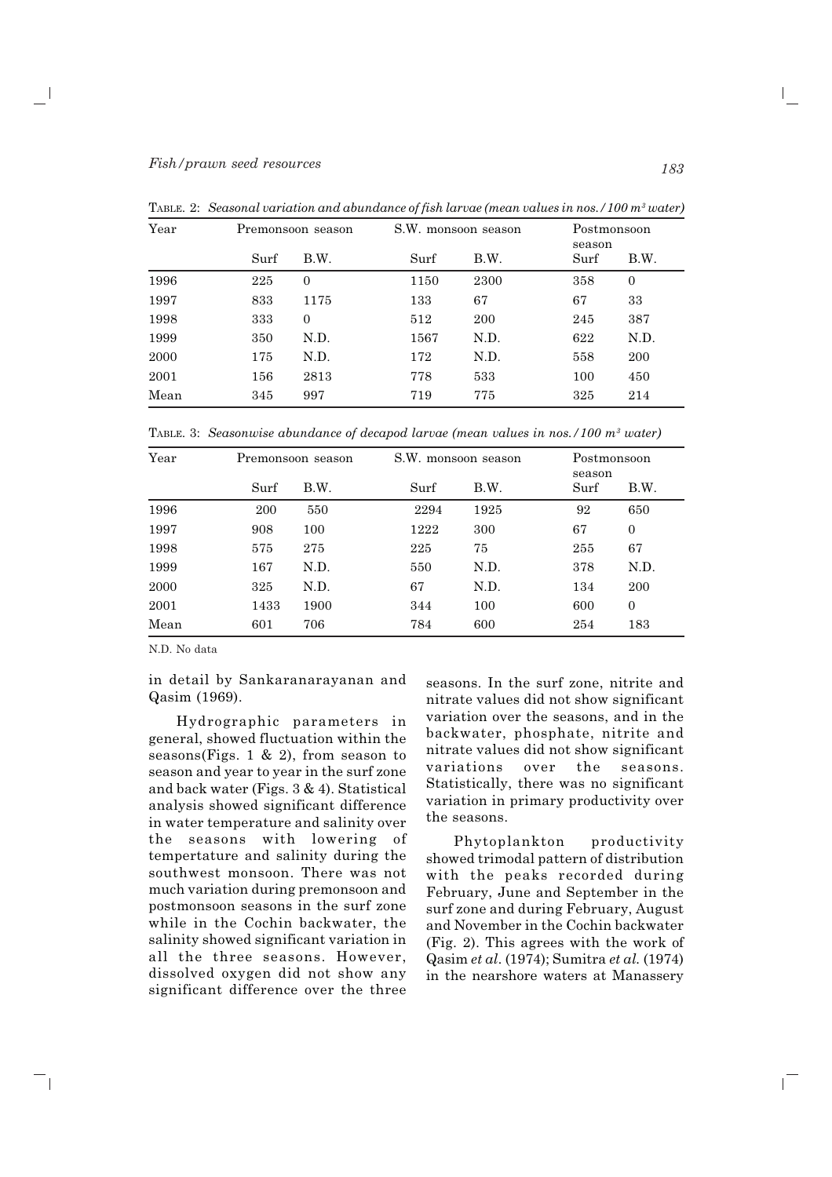TABLE. 2: *Seasonal variation and abundance of fish larvae (mean values in nos./100 $m^3$ water)*

| Year | Premonsoon season | | S.W. monsoon season | | Postmonsoon season | |
|---|---|---|---|---|---|---|
| | Surf | B.W. | Surf | B.W. | Surf | B.W. |
| 1996 | 225 | 0 | 1150 | 2300 | 358 | 0 |
| 1997 | 833 | 1175 | 133 | 67 | 67 | 33 |
| 1998 | 333 | 0 | 512 | 200 | 245 | 387 |
| 1999 | 350 | N.D. | 1567 | N.D. | 622 | N.D. |
| 2000 | 175 | N.D. | 172 | N.D. | 558 | 200 |
| 2001 | 156 | 2813 | 778 | 533 | 100 | 450 |
| Mean | 345 | 997 | 719 | 775 | 325 | 214 |

TABLE. 3: *Seasonwise abundance of decapod larvae (mean values in nos./100 $m^3$ water)*

| Year | Premonsoon season | | S.W. monsoon season | | Postmonsoon season | |
|---|---|---|---|---|---|---|
| | Surf | B.W. | Surf | B.W. | Surf | B.W. |
| 1996 | 200 | 550 | 2294 | 1925 | 92 | 650 |
| 1997 | 908 | 100 | 1222 | 300 | 67 | 0 |
| 1998 | 575 | 275 | 225 | 75 | 255 | 67 |
| 1999 | 167 | N.D. | 550 | N.D. | 378 | N.D. |
| 2000 | 325 | N.D. | 67 | N.D. | 134 | 200 |
| 2001 | 1433 | 1900 | 344 | 100 | 600 | 0 |
| Mean | 601 | 706 | 784 | 600 | 254 | 183 |

N.D. No data

in detail by Sankaranarayanan and Qasim (1969).

Hydrographic parameters in general, showed fluctuation within the seasons(Figs. 1 & 2), from season to season and year to year in the surf zone and back water (Figs. 3 & 4). Statistical analysis showed significant difference in water temperature and salinity over the seasons with lowering of tempertature and salinity during the southwest monsoon. There was not much variation during premonsoon and postmonsoon seasons in the surf zone while in the Cochin backwater, the salinity showed significant variation in all the three seasons. However, dissolved oxygen did not show any significant difference over the three seasons. In the surf zone, nitrite and nitrate values did not show significant variation over the seasons, and in the backwater, phosphate, nitrite and nitrate values did not show significant variations over the seasons. Statistically, there was no significant variation in primary productivity over the seasons.

Phytoplankton productivity showed trimodal pattern of distribution with the peaks recorded during February, June and September in the surf zone and during February, August and November in the Cochin backwater (Fig. 2). This agrees with the work of Qasim *et al.* (1974); Sumitra *et al.* (1974) in the nearshore waters at Manassery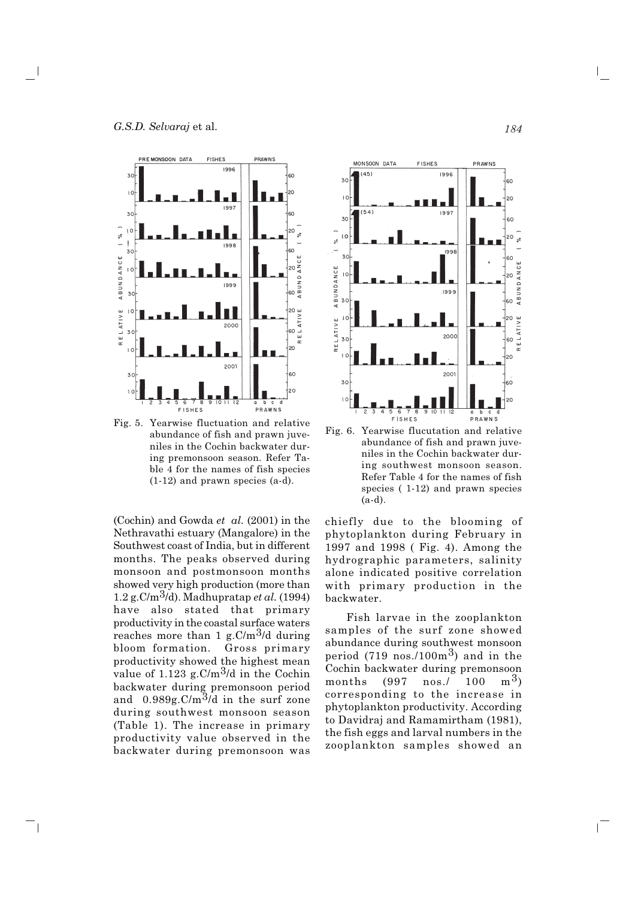Fig. 5. Yearwise fluctuation and relative abundance of fish and prawn juveniles in the Cochin backwater during premonsoon season. Refer Table 4 for the names of fish species (1-12) and prawn species (a-d).

Fig. 6. Yearwise flucutation and relative abundance of fish and prawn juveniles in the Cochin backwater during southwest monsoon season. Refer Table 4 for the names of fish species ( 1-12) and prawn species (a-d).

(Cochin) and Gowda *et al.* (2001) in the Nethravathi estuary (Mangalore) in the Southwest coast of India, but in different months. The peaks observed during monsoon and postmonsoon months showed very high production (more than 1.2 g.C/m$^3$/d). Madhupratap *et al.* (1994) have also stated that primary productivity in the coastal surface waters reaches more than 1 g.C/m$^3$/d during bloom formation. Gross primary productivity showed the highest mean value of 1.123 g.C/m$^3$/d in the Cochin backwater during premonsoon period and 0.989g.C/m$^3$/d in the surf zone during southwest monsoon season (Table 1). The increase in primary productivity value observed in the backwater during premonsoon was chiefly due to the blooming of phytoplankton during February in 1997 and 1998 ( Fig. 4). Among the hydrographic parameters, salinity alone indicated positive correlation with primary production in the backwater.

Fish larvae in the zooplankton samples of the surf zone showed abundance during southwest monsoon period (719 nos./100m$^3$) and in the Cochin backwater during premonsoon months (997 nos./ 100 m$^3$) corresponding to the increase in phytoplankton productivity. According to Davidraj and Ramamirtham (1981), the fish eggs and larval numbers in the zooplankton samples showed an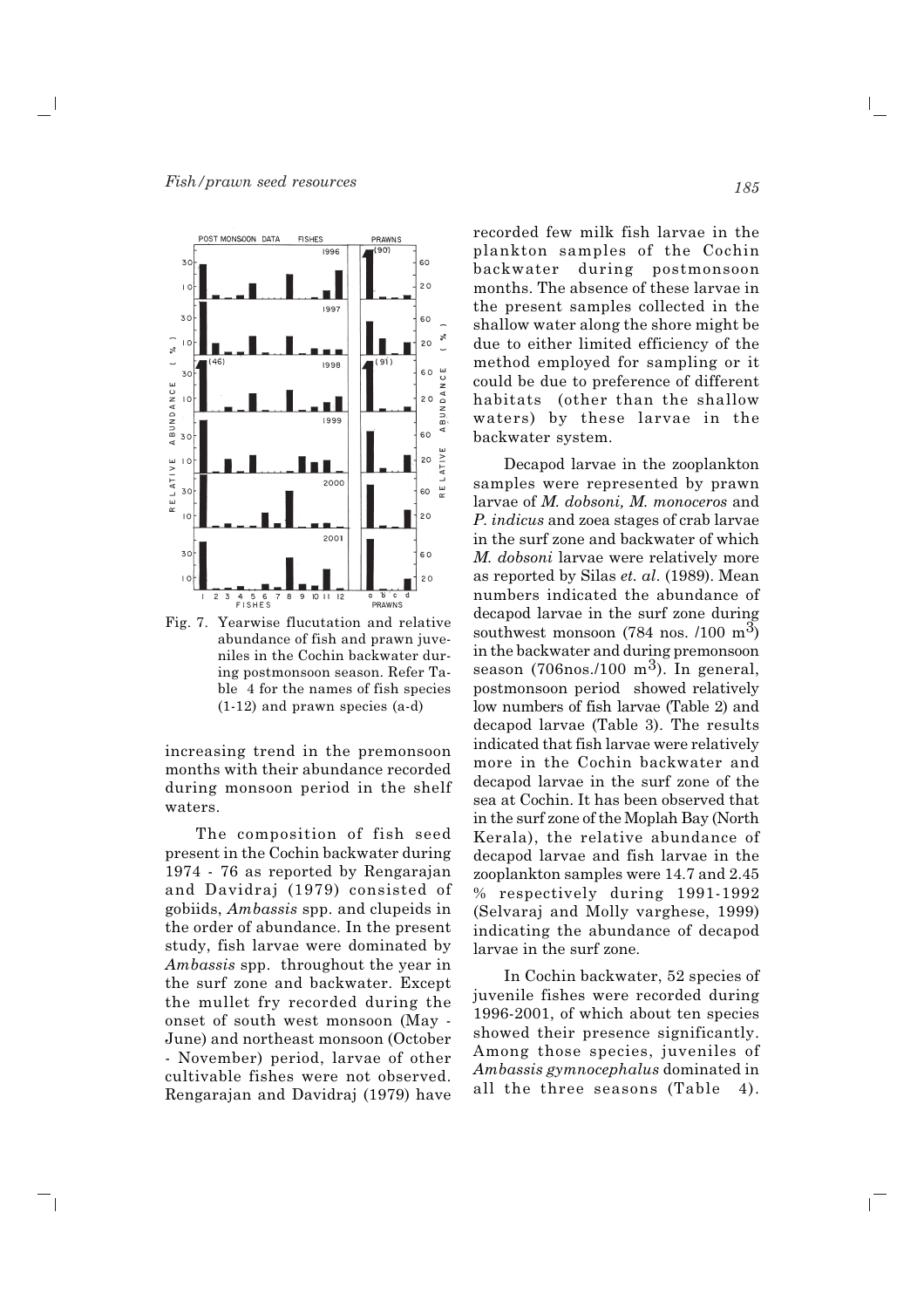Fig. 7. Yearwise flucutation and relative abundance of fish and prawn juveniles in the Cochin backwater during postmonsoon season. Refer Table 4 for the names of fish species (1-12) and prawn species (a-d)

increasing trend in the premonsoon months with their abundance recorded during monsoon period in the shelf waters.

The composition of fish seed present in the Cochin backwater during 1974 - 76 as reported by Rengarajan and Davidraj (1979) consisted of gobiids, *Ambassis* spp. and clupeids in the order of abundance. In the present study, fish larvae were dominated by *Ambassis* spp. throughout the year in the surf zone and backwater. Except the mullet fry recorded during the onset of south west monsoon (May - June) and northeast monsoon (October - November) period, larvae of other cultivable fishes were not observed. Rengarajan and Davidraj (1979) have recorded few milk fish larvae in the plankton samples of the Cochin backwater during postmonsoon months. The absence of these larvae in the present samples collected in the shallow water along the shore might be due to either limited efficiency of the method employed for sampling or it could be due to preference of different habitats (other than the shallow waters) by these larvae in the backwater system.

Decapod larvae in the zooplankton samples were represented by prawn larvae of *M. dobsoni, M. monoceros* and *P. indicus* and zoea stages of crab larvae in the surf zone and backwater of which *M. dobsoni* larvae were relatively more as reported by Silas *et. al*. (1989). Mean numbers indicated the abundance of decapod larvae in the surf zone during southwest monsoon (784 nos. /100 $m^3$) in the backwater and during premonsoon season (706nos./100 $m^3$). In general, postmonsoon period showed relatively low numbers of fish larvae (Table 2) and decapod larvae (Table 3). The results indicated that fish larvae were relatively more in the Cochin backwater and decapod larvae in the surf zone of the sea at Cochin. It has been observed that in the surf zone of the Moplah Bay (North Kerala), the relative abundance of decapod larvae and fish larvae in the zooplankton samples were 14.7 and 2.45 % respectively during 1991-1992 (Selvaraj and Molly varghese, 1999) indicating the abundance of decapod larvae in the surf zone.

In Cochin backwater, 52 species of juvenile fishes were recorded during 1996-2001, of which about ten species showed their presence significantly. Among those species, juveniles of *Ambassis gymnocephalus* dominated in all the three seasons (Table 4).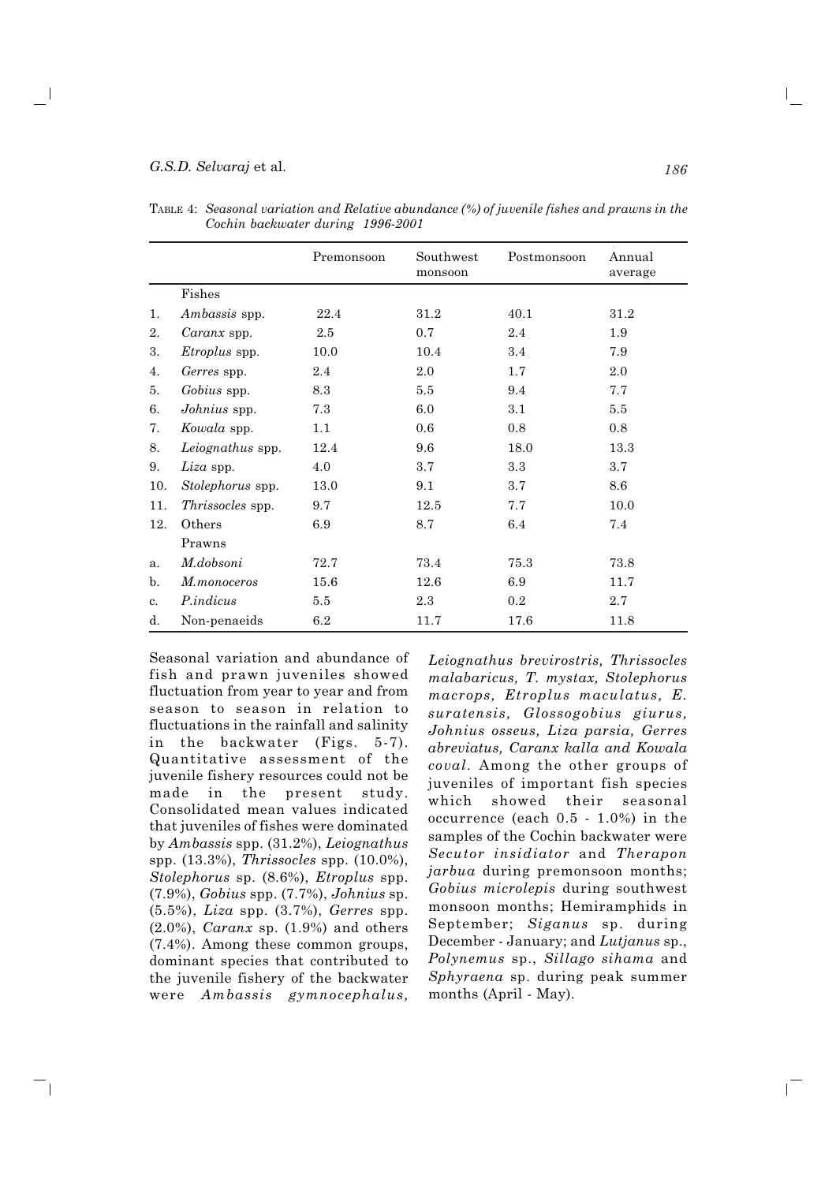TABLE 4: *Seasonal variation and Relative abundance (%) of juvenile fishes and prawns in the Cochin backwater during 1996-2001*

| | | Premonsoon | Southwest monsoon | Postmonsoon | Annual average |
|---|---|---|---|---|---|
| | Fishes | | | | |
| 1. | *Ambassis* spp. | 22.4 | 31.2 | 40.1 | 31.2 |
| 2. | *Caranx* spp. | 2.5 | 0.7 | 2.4 | 1.9 |
| 3. | *Etroplus* spp. | 10.0 | 10.4 | 3.4 | 7.9 |
| 4. | *Gerres* spp. | 2.4 | 2.0 | 1.7 | 2.0 |
| 5. | *Gobius* spp. | 8.3 | 5.5 | 9.4 | 7.7 |
| 6. | *Johnius* spp. | 7.3 | 6.0 | 3.1 | 5.5 |
| 7. | *Kowala* spp. | 1.1 | 0.6 | 0.8 | 0.8 |
| 8. | *Leiognathus* spp. | 12.4 | 9.6 | 18.0 | 13.3 |
| 9. | *Liza* spp. | 4.0 | 3.7 | 3.3 | 3.7 |
| 10. | *Stolephorus* spp. | 13.0 | 9.1 | 3.7 | 8.6 |
| 11. | *Thrissocles* spp. | 9.7 | 12.5 | 7.7 | 10.0 |
| 12. | Others | 6.9 | 8.7 | 6.4 | 7.4 |
| | Prawns | | | | |
| a. | *M.dobsoni* | 72.7 | 73.4 | 75.3 | 73.8 |
| b. | *M.monoceros* | 15.6 | 12.6 | 6.9 | 11.7 |
| c. | *P.indicus* | 5.5 | 2.3 | 0.2 | 2.7 |
| d. | Non-penaeids | 6.2 | 11.7 | 17.6 | 11.8 |

Seasonal variation and abundance of fish and prawn juveniles showed fluctuation from year to year and from season to season in relation to fluctuations in the rainfall and salinity in the backwater (Figs. 5-7). Quantitative assessment of the juvenile fishery resources could not be made in the present study. Consolidated mean values indicated that juveniles of fishes were dominated by *Ambassis* spp. (31.2%), *Leiognathus* spp. (13.3%), *Thrissocles* spp. (10.0%), *Stolephorus* sp. (8.6%), *Etroplus* spp. (7.9%), *Gobius* spp. (7.7%), *Johnius* sp. (5.5%), *Liza* spp. (3.7%), *Gerres* spp. (2.0%), *Caranx* sp. (1.9%) and others (7.4%). Among these common groups, dominant species that contributed to the juvenile fishery of the backwater were *Ambassis gymnocephalus, Leiognathus brevirostris, Thrissocles malabaricus, T. mystax, Stolephorus macrops, Etroplus maculatus, E. suratensis, Glossogobius giurus, Johnius osseus, Liza parsia, Gerres abreviatus, Caranx kalla and Kowala coval*. Among the other groups of juveniles of important fish species which showed their seasonal occurrence (each 0.5 - 1.0%) in the samples of the Cochin backwater were *Secutor insidiator* and *Therapon jarbua* during premonsoon months; *Gobius microlepis* during southwest monsoon months; Hemiramphids in September; *Siganus* sp. during December - January; and *Lutjanus* sp., *Polynemus* sp., *Sillago sihama* and *Sphyraena* sp. during peak summer months (April - May).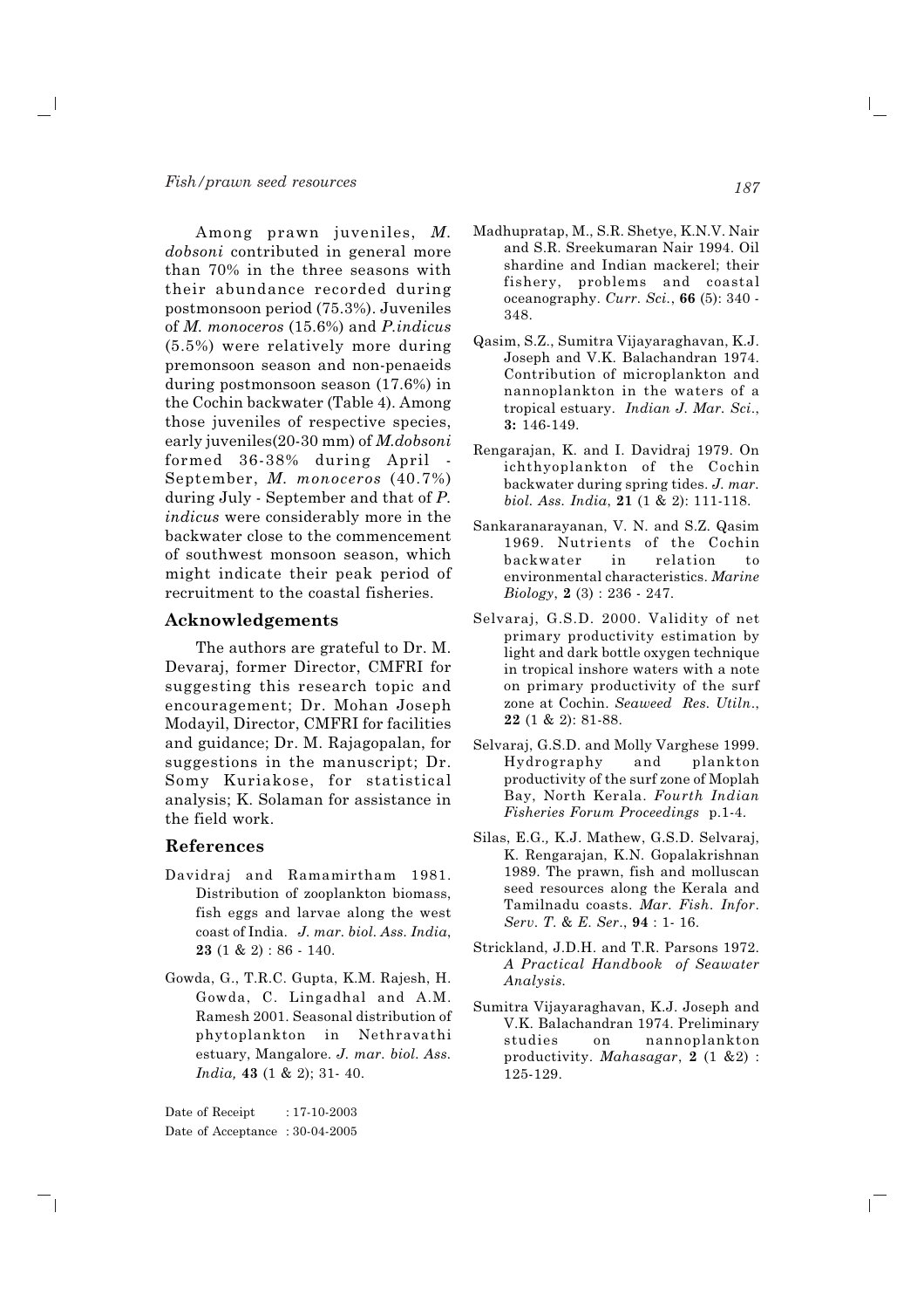Among prawn juveniles, *M. dobsoni* contributed in general more than 70% in the three seasons with their abundance recorded during postmonsoon period (75.3%). Juveniles of *M. monoceros* (15.6%) and *P.indicus* (5.5%) were relatively more during premonsoon season and non-penaeids during postmonsoon season (17.6%) in the Cochin backwater (Table 4). Among those juveniles of respective species, early juveniles(20-30 mm) of *M.dobsoni* formed 36-38% during April - September, *M. monoceros* (40.7%) during July - September and that of *P. indicus* were considerably more in the backwater close to the commencement of southwest monsoon season, which might indicate their peak period of recruitment to the coastal fisheries.

## Acknowledgements

The authors are grateful to Dr. M. Devaraj, former Director, CMFRI for suggesting this research topic and encouragement; Dr. Mohan Joseph Modayil, Director, CMFRI for facilities and guidance; Dr. M. Rajagopalan, for suggestions in the manuscript; Dr. Somy Kuriakose, for statistical analysis; K. Solaman for assistance in the field work.

## References

Davidraj and Ramamirtham 1981. Distribution of zooplankton biomass, fish eggs and larvae along the west coast of India. *J. mar. biol. Ass. India*, **23** (1 & 2) : 86 - 140.

Gowda, G., T.R.C. Gupta, K.M. Rajesh, H. Gowda, C. Lingadhal and A.M. Ramesh 2001. Seasonal distribution of phytoplankton in Nethravathi estuary, Mangalore. *J. mar. biol. Ass. India,* **43** (1 & 2); 31- 40.

Madhupratap, M., S.R. Shetye, K.N.V. Nair and S.R. Sreekumaran Nair 1994. Oil shardine and Indian mackerel; their fishery, problems and coastal oceanography. *Curr. Sci.*, **66** (5): 340 - 348.

Qasim, S.Z., Sumitra Vijayaraghavan, K.J. Joseph and V.K. Balachandran 1974. Contribution of microplankton and nannoplankton in the waters of a tropical estuary. *Indian J. Mar. Sci.*, **3:** 146-149.

Rengarajan, K. and I. Davidraj 1979. On ichthyoplankton of the Cochin backwater during spring tides. *J. mar. biol. Ass. India*, **21** (1 & 2): 111-118.

Sankaranarayanan, V. N. and S.Z. Qasim 1969. Nutrients of the Cochin backwater in relation to environmental characteristics. *Marine Biology*, **2** (3) : 236 - 247.

Selvaraj, G.S.D. 2000. Validity of net primary productivity estimation by light and dark bottle oxygen technique in tropical inshore waters with a note on primary productivity of the surf zone at Cochin. *Seaweed Res. Utiln.*, **22** (1 & 2): 81-88.

Selvaraj, G.S.D. and Molly Varghese 1999. Hydrography and plankton productivity of the surf zone of Moplah Bay, North Kerala. *Fourth Indian Fisheries Forum Proceedings* p.1-4.

Silas, E.G., K.J. Mathew, G.S.D. Selvaraj, K. Rengarajan, K.N. Gopalakrishnan 1989. The prawn, fish and molluscan seed resources along the Kerala and Tamilnadu coasts. *Mar. Fish. Infor. Serv. T. & E. Ser.*, **94** : 1- 16.

Strickland, J.D.H. and T.R. Parsons 1972. *A Practical Handbook of Seawater Analysis.*

Sumitra Vijayaraghavan, K.J. Joseph and V.K. Balachandran 1974. Preliminary studies on nannoplankton productivity. *Mahasagar*, **2** (1 &2) : 125-129.

Date of Receipt : 17-10-2003
Date of Acceptance : 30-04-2005